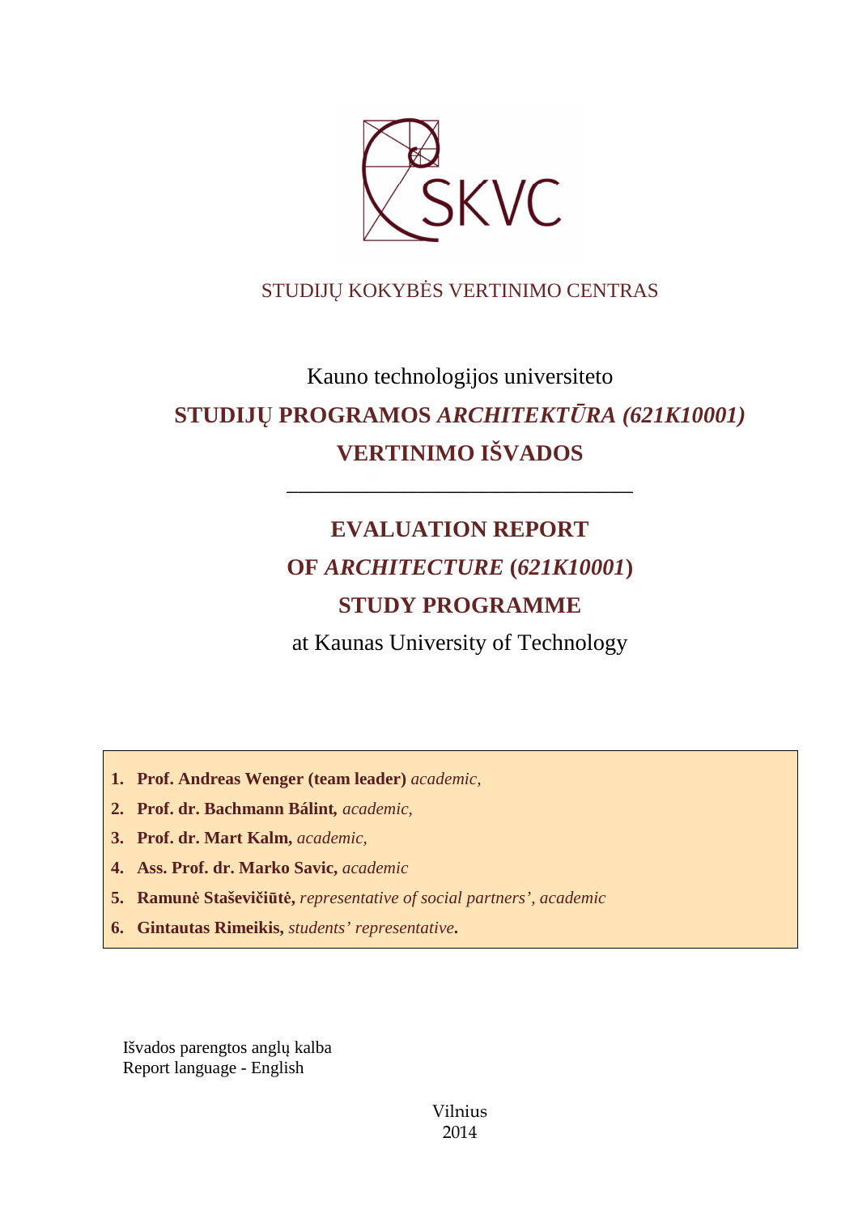SKVC

STUDIJŲ KOKYBĖS VERTINIMO CENTRAS

Kauno technologijos universiteto

# STUDIJŲ PROGRAMOS *ARCHITEKTŪRA (621K10001)* VERTINIMO IŠVADOS

---

# EVALUATION REPORT OF *ARCHITECTURE* (*621K10001*) STUDY PROGRAMME

at Kaunas University of Technology

1. **Prof. Andreas Wenger (team leader)** *academic,*
2. **Prof. dr. Bachmann Bálint,** *academic,*
3. **Prof. dr. Mart Kalm,** *academic,*
4. **Ass. Prof. dr. Marko Savic,** *academic*
5. **Ramunė Staševičiūtė,** *representative of social partners', academic*
6. **Gintautas Rimeikis,** *students' representative***.**

Išvados parengtos anglų kalba
Report language - English

Vilnius
2014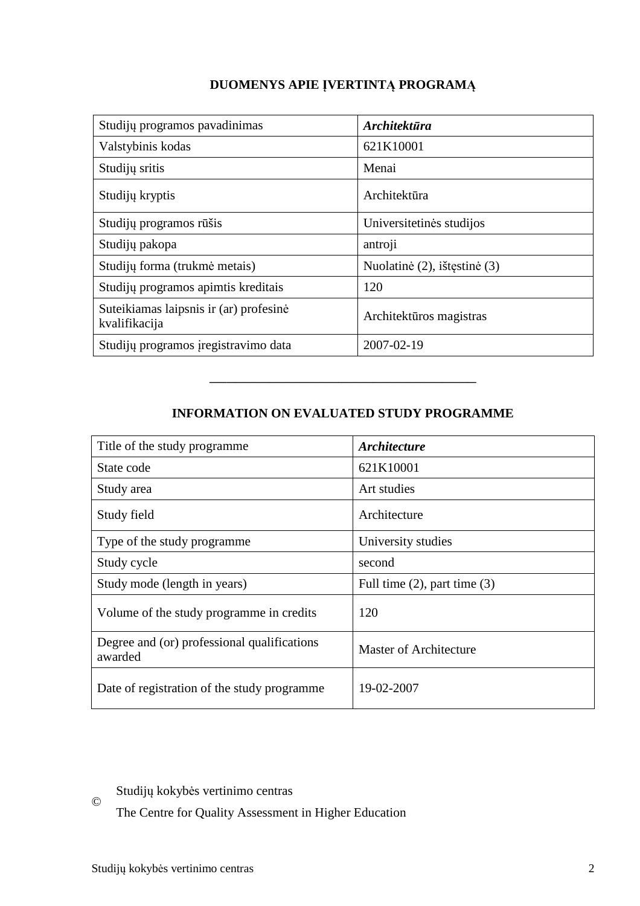## DUOMENYS APIE ĮVERTINTĄ PROGRAMĄ

| Studijų programos pavadinimas | ***Architektūra*** |
|---|---|
| Valstybinis kodas | 621K10001 |
| Studijų sritis | Menai |
| Studijų kryptis | Architektūra |
| Studijų programos rūšis | Universitetinės studijos |
| Studijų pakopa | antroji |
| Studijų forma (trukmė metais) | Nuolatinė (2), ištęstinė (3) |
| Studijų programos apimtis kreditais | 120 |
| Suteikiamas laipsnis ir (ar) profesinė kvalifikacija | Architektūros magistras |
| Studijų programos įregistravimo data | 2007-02-19 |

---

## INFORMATION ON EVALUATED STUDY PROGRAMME

| Title of the study programme | ***Architecture*** |
|---|---|
| State code | 621K10001 |
| Study area | Art studies |
| Study field | Architecture |
| Type of the study programme | University studies |
| Study cycle | second |
| Study mode (length in years) | Full time (2), part time (3) |
| Volume of the study programme in credits | 120 |
| Degree and (or) professional qualifications awarded | Master of Architecture |
| Date of registration of the study programme | 19-02-2007 |

© Studijų kokybės vertinimo centras
The Centre for Quality Assessment in Higher Education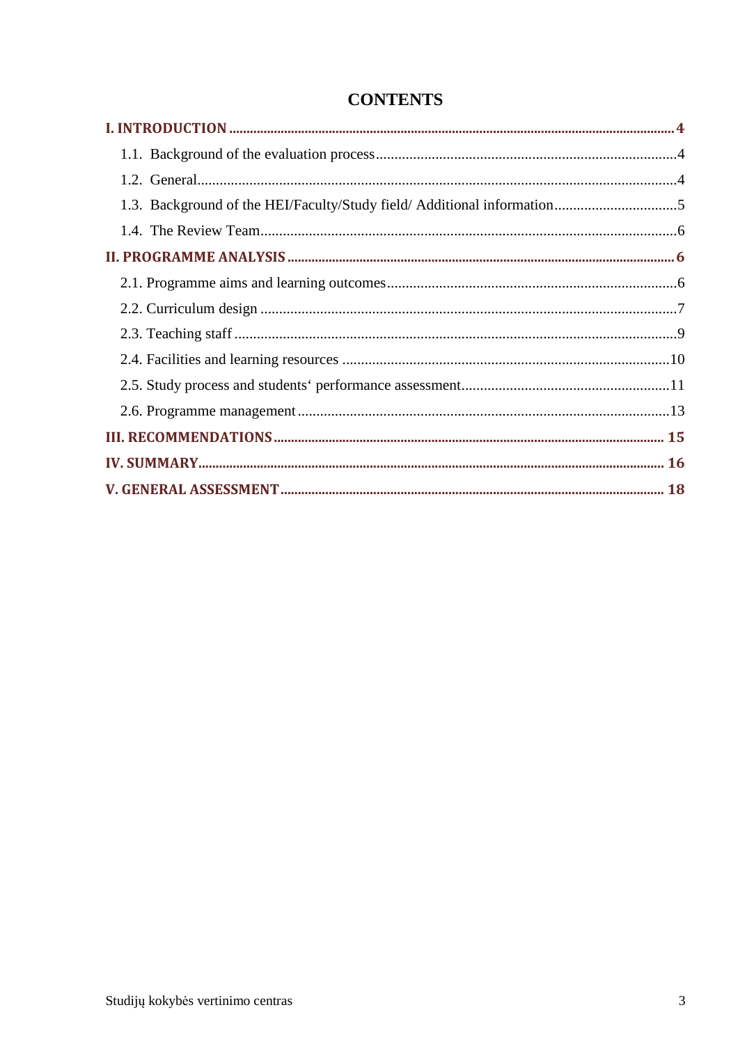# CONTENTS

**I. INTRODUCTION** .......... **4**

1.1. Background of the evaluation process .......... 4

1.2. General .......... 4

1.3. Background of the HEI/Faculty/Study field/ Additional information .......... 5

1.4. The Review Team .......... 6

**II. PROGRAMME ANALYSIS** .......... **6**

2.1. Programme aims and learning outcomes .......... 6

2.2. Curriculum design .......... 7

2.3. Teaching staff .......... 9

2.4. Facilities and learning resources .......... 10

2.5. Study process and students‘ performance assessment .......... 11

2.6. Programme management .......... 13

**III. RECOMMENDATIONS** .......... **15**

**IV. SUMMARY** .......... **16**

**V. GENERAL ASSESSMENT** .......... **18**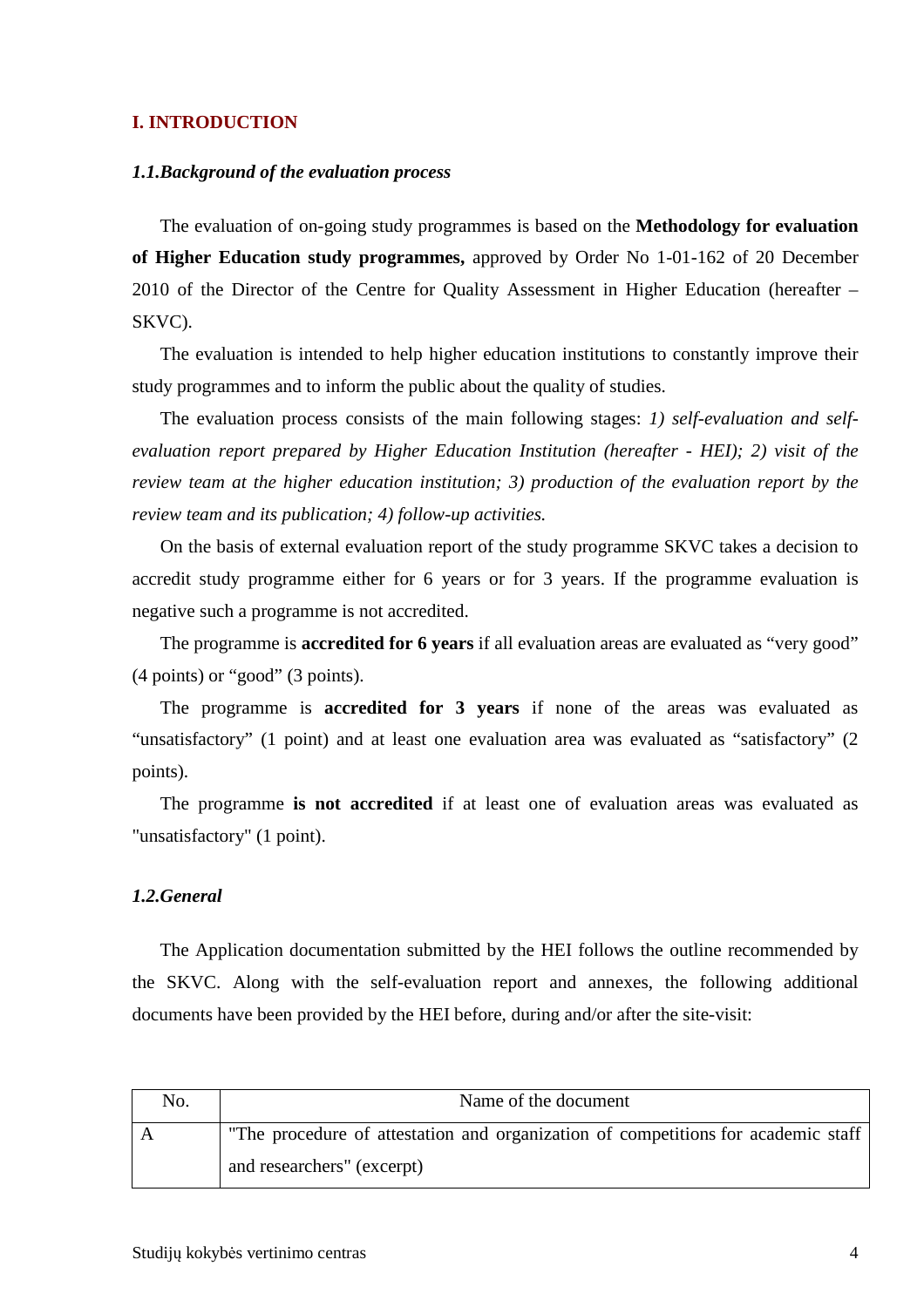# I. INTRODUCTION

### *1.1. Background of the evaluation process*

The evaluation of on-going study programmes is based on the **Methodology for evaluation of Higher Education study programmes,** approved by Order No 1-01-162 of 20 December 2010 of the Director of the Centre for Quality Assessment in Higher Education (hereafter – SKVC).

The evaluation is intended to help higher education institutions to constantly improve their study programmes and to inform the public about the quality of studies.

The evaluation process consists of the main following stages: *1) self-evaluation and self-evaluation report prepared by Higher Education Institution (hereafter - HEI); 2) visit of the review team at the higher education institution; 3) production of the evaluation report by the review team and its publication; 4) follow-up activities.*

On the basis of external evaluation report of the study programme SKVC takes a decision to accredit study programme either for 6 years or for 3 years. If the programme evaluation is negative such a programme is not accredited.

The programme is **accredited for 6 years** if all evaluation areas are evaluated as "very good" (4 points) or "good" (3 points).

The programme is **accredited for 3 years** if none of the areas was evaluated as "unsatisfactory" (1 point) and at least one evaluation area was evaluated as "satisfactory" (2 points).

The programme **is not accredited** if at least one of evaluation areas was evaluated as "unsatisfactory" (1 point).

### *1.2. General*

The Application documentation submitted by the HEI follows the outline recommended by the SKVC. Along with the self-evaluation report and annexes, the following additional documents have been provided by the HEI before, during and/or after the site-visit:

| No. | Name of the document |
|---|---|
| A | "The procedure of attestation and organization of competitions for academic staff and researchers" (excerpt) |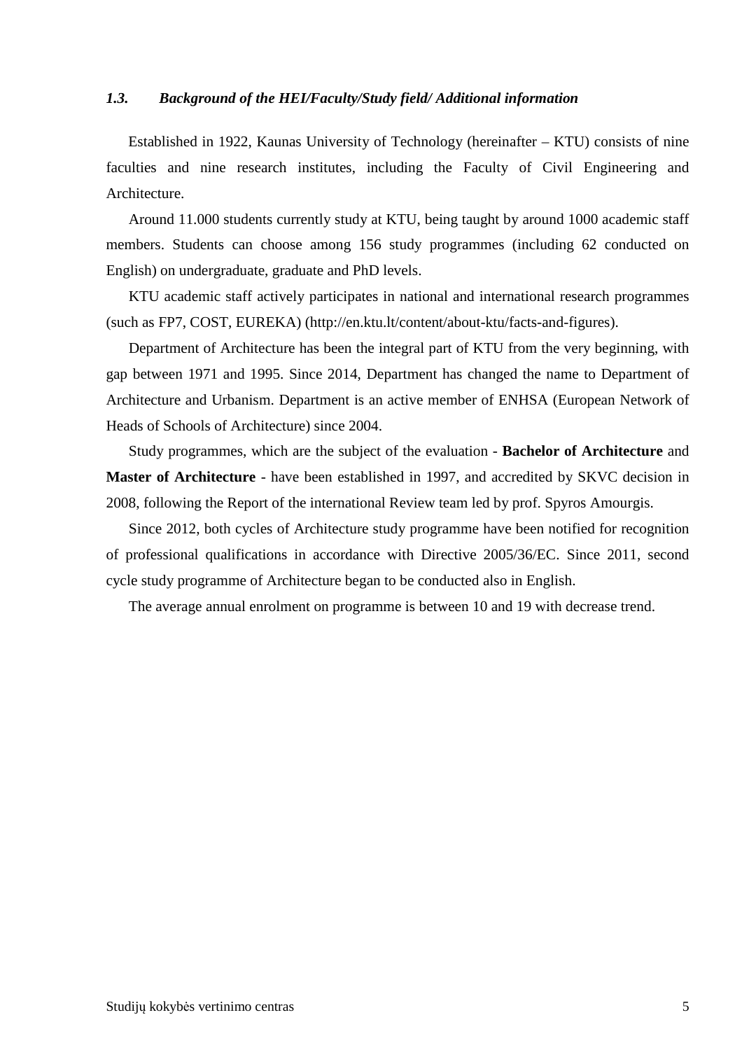### *1.3. Background of the HEI/Faculty/Study field/ Additional information*

Established in 1922, Kaunas University of Technology (hereinafter – KTU) consists of nine faculties and nine research institutes, including the Faculty of Civil Engineering and Architecture.

Around 11.000 students currently study at KTU, being taught by around 1000 academic staff members. Students can choose among 156 study programmes (including 62 conducted on English) on undergraduate, graduate and PhD levels.

KTU academic staff actively participates in national and international research programmes (such as FP7, COST, EUREKA) (http://en.ktu.lt/content/about-ktu/facts-and-figures).

Department of Architecture has been the integral part of KTU from the very beginning, with gap between 1971 and 1995. Since 2014, Department has changed the name to Department of Architecture and Urbanism. Department is an active member of ENHSA (European Network of Heads of Schools of Architecture) since 2004.

Study programmes, which are the subject of the evaluation - **Bachelor of Architecture** and **Master of Architecture** - have been established in 1997, and accredited by SKVC decision in 2008, following the Report of the international Review team led by prof. Spyros Amourgis.

Since 2012, both cycles of Architecture study programme have been notified for recognition of professional qualifications in accordance with Directive 2005/36/EC. Since 2011, second cycle study programme of Architecture began to be conducted also in English.

The average annual enrolment on programme is between 10 and 19 with decrease trend.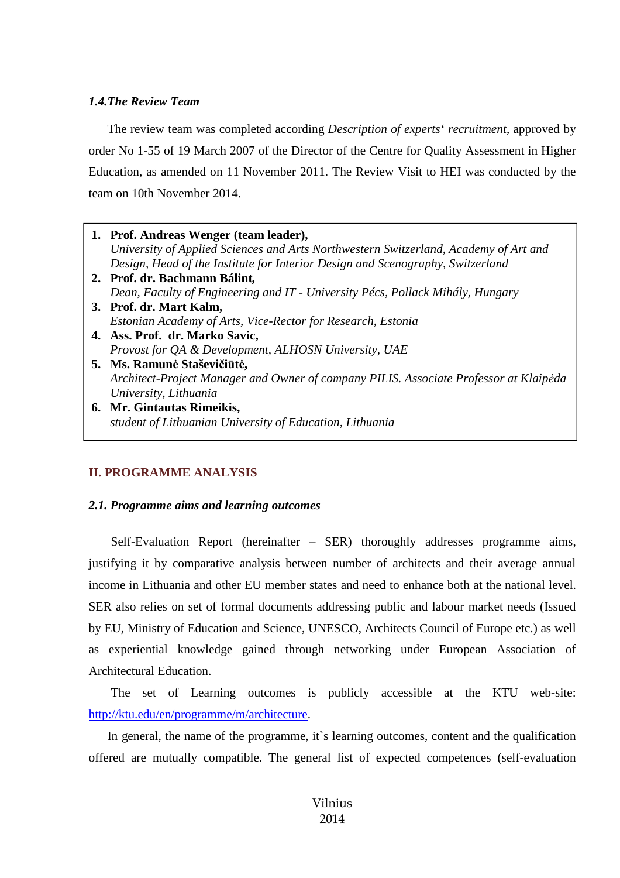### *1.4.The Review Team*

The review team was completed according *Description of experts‘ recruitment*, approved by order No 1-55 of 19 March 2007 of the Director of the Centre for Quality Assessment in Higher Education, as amended on 11 November 2011. The Review Visit to HEI was conducted by the team on 10th November 2014.

1. **Prof. Andreas Wenger (team leader),**
   *University of Applied Sciences and Arts Northwestern Switzerland, Academy of Art and Design, Head of the Institute for Interior Design and Scenography, Switzerland*
2. **Prof. dr. Bachmann Bálint,**
   *Dean, Faculty of Engineering and IT - University Pécs, Pollack Mihály, Hungary*
3. **Prof. dr. Mart Kalm,**
   *Estonian Academy of Arts, Vice-Rector for Research, Estonia*
4. **Ass. Prof. dr. Marko Savic,**
   *Provost for QA & Development, ALHOSN University, UAE*
5. **Ms. Ramunė Staševičiūtė,**
   *Architect-Project Manager and Owner of company PILIS. Associate Professor at Klaipėda University, Lithuania*
6. **Mr. Gintautas Rimeikis,**
   *student of Lithuanian University of Education, Lithuania*

## II. PROGRAMME ANALYSIS

### *2.1. Programme aims and learning outcomes*

Self-Evaluation Report (hereinafter – SER) thoroughly addresses programme aims, justifying it by comparative analysis between number of architects and their average annual income in Lithuania and other EU member states and need to enhance both at the national level. SER also relies on set of formal documents addressing public and labour market needs (Issued by EU, Ministry of Education and Science, UNESCO, Architects Council of Europe etc.) as well as experiential knowledge gained through networking under European Association of Architectural Education.

The set of Learning outcomes is publicly accessible at the KTU web-site: http://ktu.edu/en/programme/m/architecture.

In general, the name of the programme, it`s learning outcomes, content and the qualification offered are mutually compatible. The general list of expected competences (self-evaluation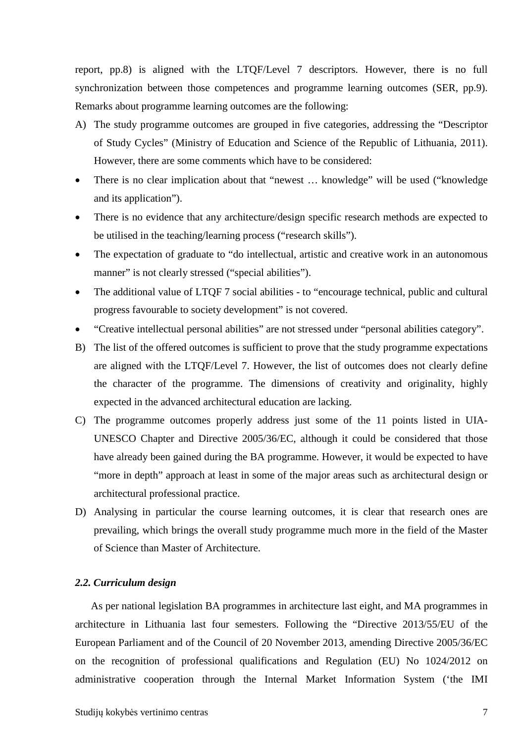report, pp.8) is aligned with the LTQF/Level 7 descriptors. However, there is no full synchronization between those competences and programme learning outcomes (SER, pp.9). Remarks about programme learning outcomes are the following:

A) The study programme outcomes are grouped in five categories, addressing the "Descriptor of Study Cycles" (Ministry of Education and Science of the Republic of Lithuania, 2011). However, there are some comments which have to be considered:

- There is no clear implication about that "newest … knowledge" will be used ("knowledge and its application").
- There is no evidence that any architecture/design specific research methods are expected to be utilised in the teaching/learning process ("research skills").
- The expectation of graduate to "do intellectual, artistic and creative work in an autonomous manner" is not clearly stressed ("special abilities").
- The additional value of LTQF 7 social abilities - to "encourage technical, public and cultural progress favourable to society development" is not covered.
- "Creative intellectual personal abilities" are not stressed under "personal abilities category".

B) The list of the offered outcomes is sufficient to prove that the study programme expectations are aligned with the LTQF/Level 7. However, the list of outcomes does not clearly define the character of the programme. The dimensions of creativity and originality, highly expected in the advanced architectural education are lacking.

C) The programme outcomes properly address just some of the 11 points listed in UIA-UNESCO Chapter and Directive 2005/36/EC, although it could be considered that those have already been gained during the BA programme. However, it would be expected to have "more in depth" approach at least in some of the major areas such as architectural design or architectural professional practice.

D) Analysing in particular the course learning outcomes, it is clear that research ones are prevailing, which brings the overall study programme much more in the field of the Master of Science than Master of Architecture.

### *2.2. Curriculum design*

As per national legislation BA programmes in architecture last eight, and MA programmes in architecture in Lithuania last four semesters. Following the "Directive 2013/55/EU of the European Parliament and of the Council of 20 November 2013, amending Directive 2005/36/EC on the recognition of professional qualifications and Regulation (EU) No 1024/2012 on administrative cooperation through the Internal Market Information System ('the IMI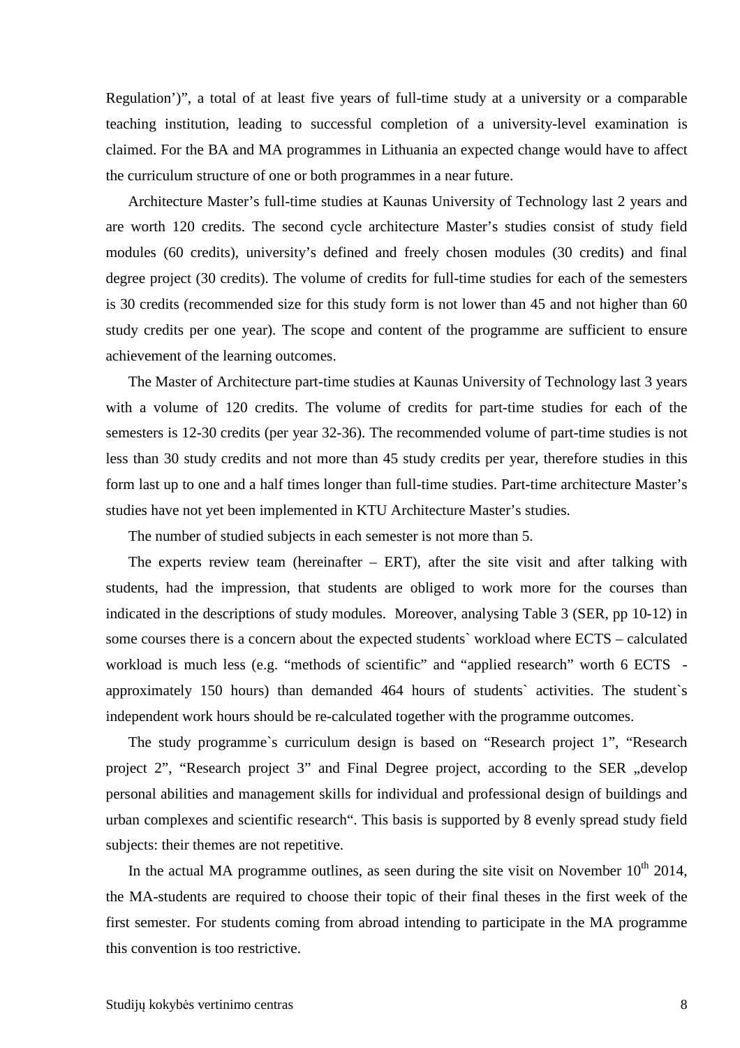Regulation')", a total of at least five years of full-time study at a university or a comparable teaching institution, leading to successful completion of a university-level examination is claimed. For the BA and MA programmes in Lithuania an expected change would have to affect the curriculum structure of one or both programmes in a near future.

Architecture Master's full-time studies at Kaunas University of Technology last 2 years and are worth 120 credits. The second cycle architecture Master's studies consist of study field modules (60 credits), university's defined and freely chosen modules (30 credits) and final degree project (30 credits). The volume of credits for full-time studies for each of the semesters is 30 credits (recommended size for this study form is not lower than 45 and not higher than 60 study credits per one year). The scope and content of the programme are sufficient to ensure achievement of the learning outcomes.

The Master of Architecture part-time studies at Kaunas University of Technology last 3 years with a volume of 120 credits. The volume of credits for part-time studies for each of the semesters is 12-30 credits (per year 32-36). The recommended volume of part-time studies is not less than 30 study credits and not more than 45 study credits per year, therefore studies in this form last up to one and a half times longer than full-time studies. Part-time architecture Master's studies have not yet been implemented in KTU Architecture Master's studies.

The number of studied subjects in each semester is not more than 5.

The experts review team (hereinafter – ERT), after the site visit and after talking with students, had the impression, that students are obliged to work more for the courses than indicated in the descriptions of study modules. Moreover, analysing Table 3 (SER, pp 10-12) in some courses there is a concern about the expected students` workload where ECTS – calculated workload is much less (e.g. "methods of scientific" and "applied research" worth 6 ECTS - approximately 150 hours) than demanded 464 hours of students` activities. The student`s independent work hours should be re-calculated together with the programme outcomes.

The study programme`s curriculum design is based on "Research project 1", "Research project 2", "Research project 3" and Final Degree project, according to the SER „develop personal abilities and management skills for individual and professional design of buildings and urban complexes and scientific research". This basis is supported by 8 evenly spread study field subjects: their themes are not repetitive.

In the actual MA programme outlines, as seen during the site visit on November 10th 2014, the MA-students are required to choose their topic of their final theses in the first week of the first semester. For students coming from abroad intending to participate in the MA programme this convention is too restrictive.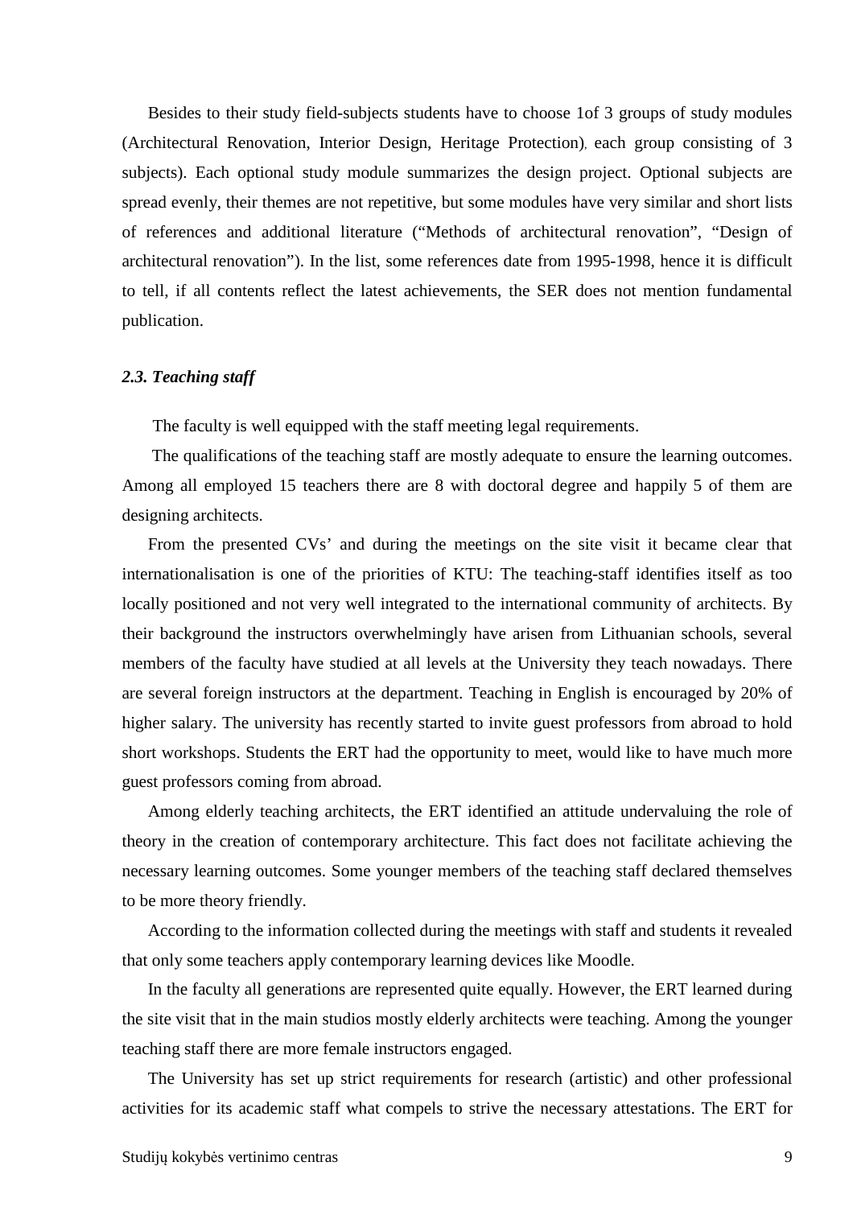Besides to their study field-subjects students have to choose 1of 3 groups of study modules (Architectural Renovation, Interior Design, Heritage Protection), each group consisting of 3 subjects). Each optional study module summarizes the design project. Optional subjects are spread evenly, their themes are not repetitive, but some modules have very similar and short lists of references and additional literature ("Methods of architectural renovation", "Design of architectural renovation"). In the list, some references date from 1995-1998, hence it is difficult to tell, if all contents reflect the latest achievements, the SER does not mention fundamental publication.

### *2.3. Teaching staff*

The faculty is well equipped with the staff meeting legal requirements.

The qualifications of the teaching staff are mostly adequate to ensure the learning outcomes. Among all employed 15 teachers there are 8 with doctoral degree and happily 5 of them are designing architects.

From the presented CVs' and during the meetings on the site visit it became clear that internationalisation is one of the priorities of KTU: The teaching-staff identifies itself as too locally positioned and not very well integrated to the international community of architects. By their background the instructors overwhelmingly have arisen from Lithuanian schools, several members of the faculty have studied at all levels at the University they teach nowadays. There are several foreign instructors at the department. Teaching in English is encouraged by 20% of higher salary. The university has recently started to invite guest professors from abroad to hold short workshops. Students the ERT had the opportunity to meet, would like to have much more guest professors coming from abroad.

Among elderly teaching architects, the ERT identified an attitude undervaluing the role of theory in the creation of contemporary architecture. This fact does not facilitate achieving the necessary learning outcomes. Some younger members of the teaching staff declared themselves to be more theory friendly.

According to the information collected during the meetings with staff and students it revealed that only some teachers apply contemporary learning devices like Moodle.

In the faculty all generations are represented quite equally. However, the ERT learned during the site visit that in the main studios mostly elderly architects were teaching. Among the younger teaching staff there are more female instructors engaged.

The University has set up strict requirements for research (artistic) and other professional activities for its academic staff what compels to strive the necessary attestations. The ERT for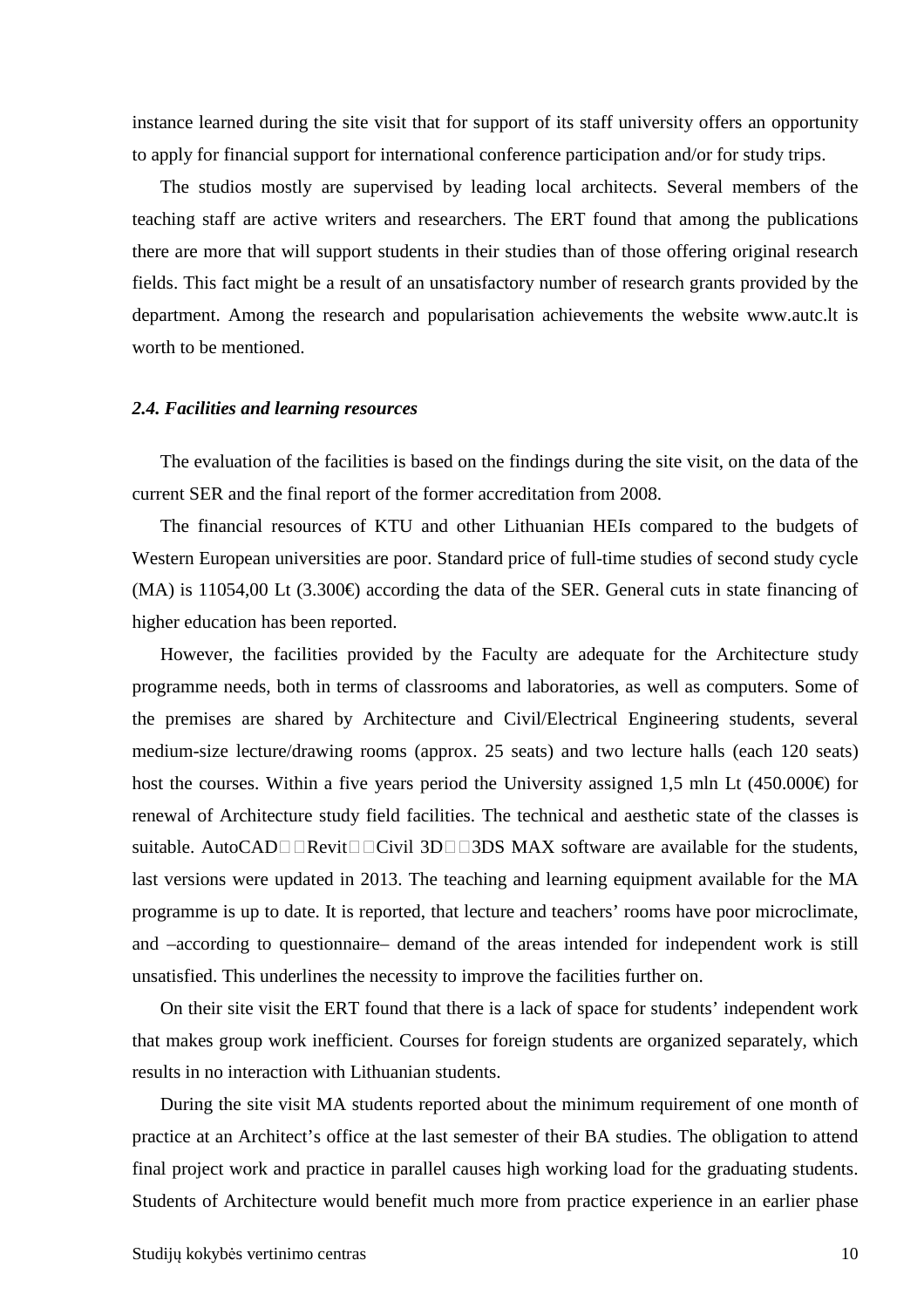instance learned during the site visit that for support of its staff university offers an opportunity to apply for financial support for international conference participation and/or for study trips.

The studios mostly are supervised by leading local architects. Several members of the teaching staff are active writers and researchers. The ERT found that among the publications there are more that will support students in their studies than of those offering original research fields. This fact might be a result of an unsatisfactory number of research grants provided by the department. Among the research and popularisation achievements the website www.autc.lt is worth to be mentioned.

### *2.4. Facilities and learning resources*

The evaluation of the facilities is based on the findings during the site visit, on the data of the current SER and the final report of the former accreditation from 2008.

The financial resources of KTU and other Lithuanian HEIs compared to the budgets of Western European universities are poor. Standard price of full-time studies of second study cycle (MA) is 11054,00 Lt (3.300€) according the data of the SER. General cuts in state financing of higher education has been reported.

However, the facilities provided by the Faculty are adequate for the Architecture study programme needs, both in terms of classrooms and laboratories, as well as computers. Some of the premises are shared by Architecture and Civil/Electrical Engineering students, several medium-size lecture/drawing rooms (approx. 25 seats) and two lecture halls (each 120 seats) host the courses. Within a five years period the University assigned 1,5 mln Lt (450.000€) for renewal of Architecture study field facilities. The technical and aesthetic state of the classes is suitable. AutoCAD Revit Civil 3D 3DS MAX software are available for the students, last versions were updated in 2013. The teaching and learning equipment available for the MA programme is up to date. It is reported, that lecture and teachers' rooms have poor microclimate, and –according to questionnaire– demand of the areas intended for independent work is still unsatisfied. This underlines the necessity to improve the facilities further on.

On their site visit the ERT found that there is a lack of space for students' independent work that makes group work inefficient. Courses for foreign students are organized separately, which results in no interaction with Lithuanian students.

During the site visit MA students reported about the minimum requirement of one month of practice at an Architect's office at the last semester of their BA studies. The obligation to attend final project work and practice in parallel causes high working load for the graduating students. Students of Architecture would benefit much more from practice experience in an earlier phase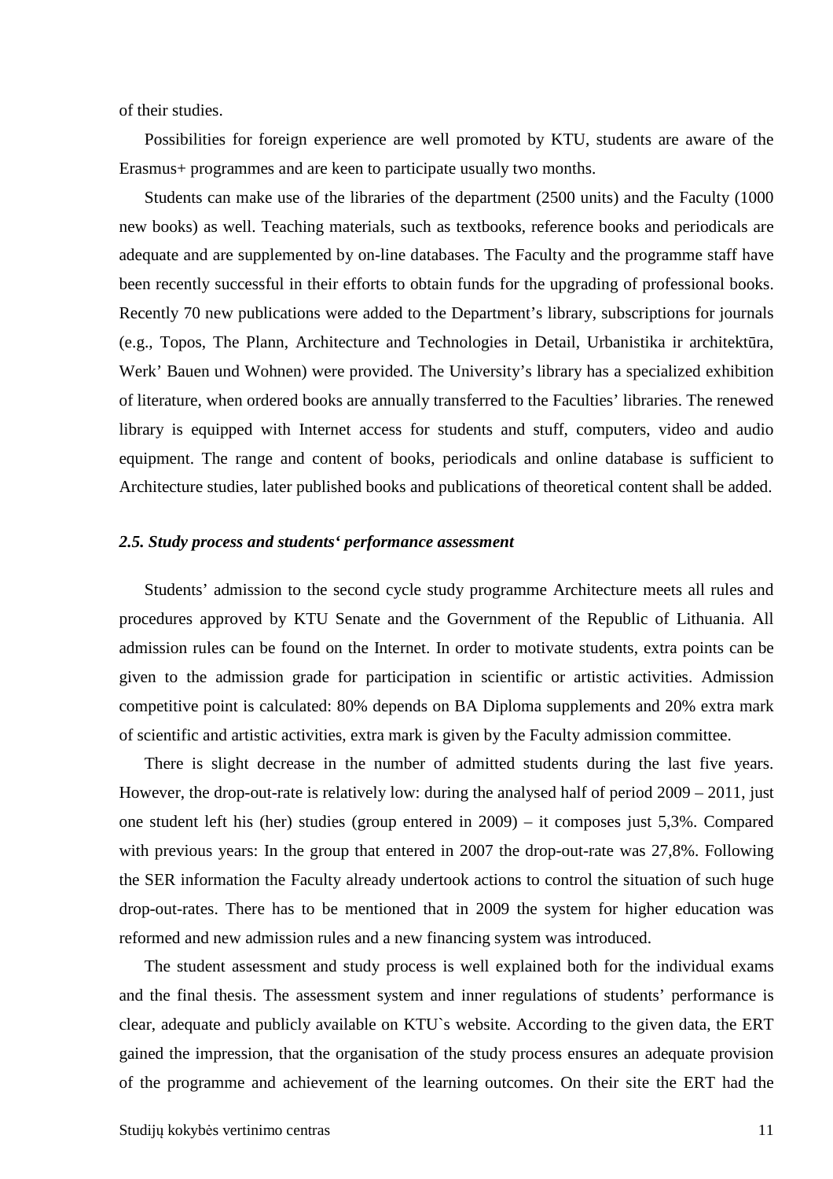of their studies.

Possibilities for foreign experience are well promoted by KTU, students are aware of the Erasmus+ programmes and are keen to participate usually two months.

Students can make use of the libraries of the department (2500 units) and the Faculty (1000 new books) as well. Teaching materials, such as textbooks, reference books and periodicals are adequate and are supplemented by on-line databases. The Faculty and the programme staff have been recently successful in their efforts to obtain funds for the upgrading of professional books. Recently 70 new publications were added to the Department's library, subscriptions for journals (e.g., Topos, The Plann, Architecture and Technologies in Detail, Urbanistika ir architektūra, Werk' Bauen und Wohnen) were provided. The University's library has a specialized exhibition of literature, when ordered books are annually transferred to the Faculties' libraries. The renewed library is equipped with Internet access for students and stuff, computers, video and audio equipment. The range and content of books, periodicals and online database is sufficient to Architecture studies, later published books and publications of theoretical content shall be added.

### *2.5. Study process and students' performance assessment*

Students' admission to the second cycle study programme Architecture meets all rules and procedures approved by KTU Senate and the Government of the Republic of Lithuania. All admission rules can be found on the Internet. In order to motivate students, extra points can be given to the admission grade for participation in scientific or artistic activities. Admission competitive point is calculated: 80% depends on BA Diploma supplements and 20% extra mark of scientific and artistic activities, extra mark is given by the Faculty admission committee.

There is slight decrease in the number of admitted students during the last five years. However, the drop-out-rate is relatively low: during the analysed half of period 2009 – 2011, just one student left his (her) studies (group entered in 2009) – it composes just 5,3%. Compared with previous years: In the group that entered in 2007 the drop-out-rate was 27,8%. Following the SER information the Faculty already undertook actions to control the situation of such huge drop-out-rates. There has to be mentioned that in 2009 the system for higher education was reformed and new admission rules and a new financing system was introduced.

The student assessment and study process is well explained both for the individual exams and the final thesis. The assessment system and inner regulations of students' performance is clear, adequate and publicly available on KTU`s website. According to the given data, the ERT gained the impression, that the organisation of the study process ensures an adequate provision of the programme and achievement of the learning outcomes. On their site the ERT had the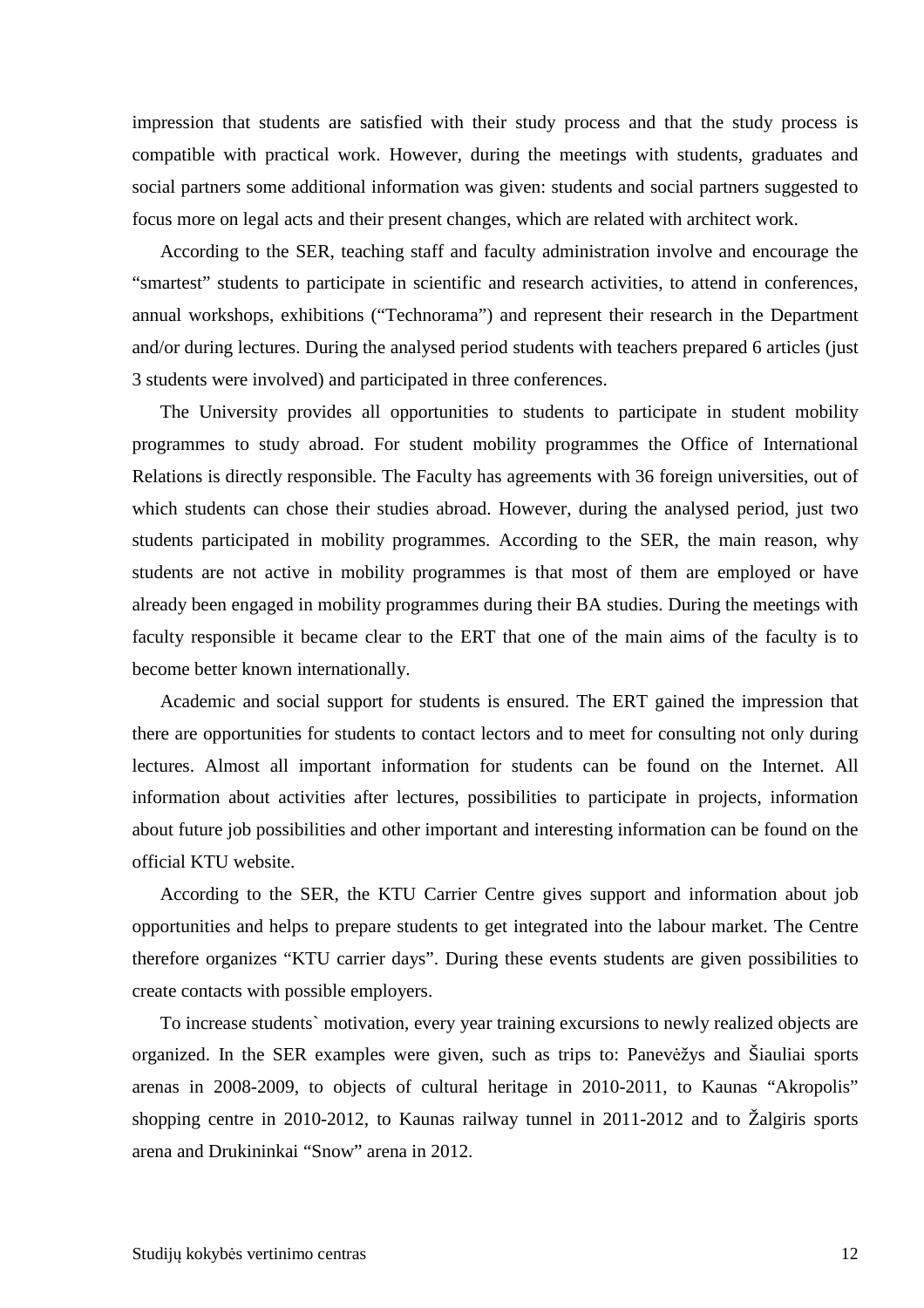impression that students are satisfied with their study process and that the study process is compatible with practical work. However, during the meetings with students, graduates and social partners some additional information was given: students and social partners suggested to focus more on legal acts and their present changes, which are related with architect work.

According to the SER, teaching staff and faculty administration involve and encourage the "smartest" students to participate in scientific and research activities, to attend in conferences, annual workshops, exhibitions ("Technorama") and represent their research in the Department and/or during lectures. During the analysed period students with teachers prepared 6 articles (just 3 students were involved) and participated in three conferences.

The University provides all opportunities to students to participate in student mobility programmes to study abroad. For student mobility programmes the Office of International Relations is directly responsible. The Faculty has agreements with 36 foreign universities, out of which students can chose their studies abroad. However, during the analysed period, just two students participated in mobility programmes. According to the SER, the main reason, why students are not active in mobility programmes is that most of them are employed or have already been engaged in mobility programmes during their BA studies. During the meetings with faculty responsible it became clear to the ERT that one of the main aims of the faculty is to become better known internationally.

Academic and social support for students is ensured. The ERT gained the impression that there are opportunities for students to contact lectors and to meet for consulting not only during lectures. Almost all important information for students can be found on the Internet. All information about activities after lectures, possibilities to participate in projects, information about future job possibilities and other important and interesting information can be found on the official KTU website.

According to the SER, the KTU Carrier Centre gives support and information about job opportunities and helps to prepare students to get integrated into the labour market. The Centre therefore organizes "KTU carrier days". During these events students are given possibilities to create contacts with possible employers.

To increase students` motivation, every year training excursions to newly realized objects are organized. In the SER examples were given, such as trips to: Panevėžys and Šiauliai sports arenas in 2008-2009, to objects of cultural heritage in 2010-2011, to Kaunas "Akropolis" shopping centre in 2010-2012, to Kaunas railway tunnel in 2011-2012 and to Žalgiris sports arena and Drukininkai "Snow" arena in 2012.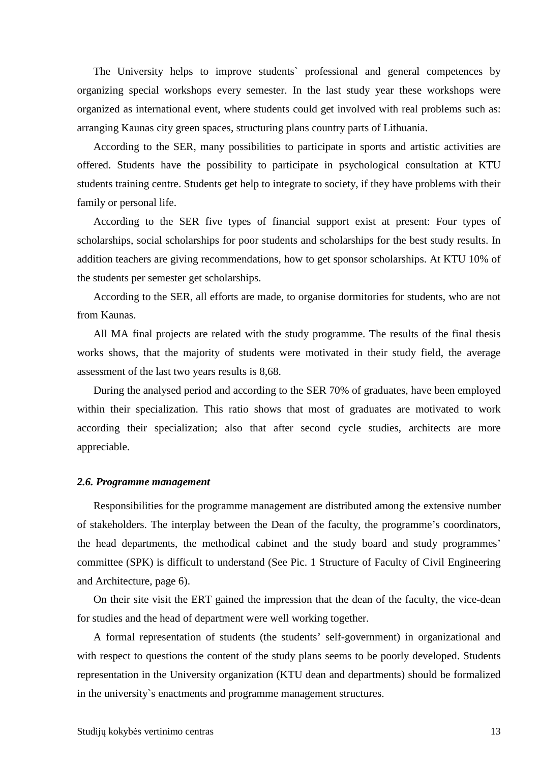The University helps to improve students` professional and general competences by organizing special workshops every semester. In the last study year these workshops were organized as international event, where students could get involved with real problems such as: arranging Kaunas city green spaces, structuring plans country parts of Lithuania.

According to the SER, many possibilities to participate in sports and artistic activities are offered. Students have the possibility to participate in psychological consultation at KTU students training centre. Students get help to integrate to society, if they have problems with their family or personal life.

According to the SER five types of financial support exist at present: Four types of scholarships, social scholarships for poor students and scholarships for the best study results. In addition teachers are giving recommendations, how to get sponsor scholarships. At KTU 10% of the students per semester get scholarships.

According to the SER, all efforts are made, to organise dormitories for students, who are not from Kaunas.

All MA final projects are related with the study programme. The results of the final thesis works shows, that the majority of students were motivated in their study field, the average assessment of the last two years results is 8,68.

During the analysed period and according to the SER 70% of graduates, have been employed within their specialization. This ratio shows that most of graduates are motivated to work according their specialization; also that after second cycle studies, architects are more appreciable.

### *2.6. Programme management*

Responsibilities for the programme management are distributed among the extensive number of stakeholders. The interplay between the Dean of the faculty, the programme's coordinators, the head departments, the methodical cabinet and the study board and study programmes' committee (SPK) is difficult to understand (See Pic. 1 Structure of Faculty of Civil Engineering and Architecture, page 6).

On their site visit the ERT gained the impression that the dean of the faculty, the vice-dean for studies and the head of department were well working together.

A formal representation of students (the students' self-government) in organizational and with respect to questions the content of the study plans seems to be poorly developed. Students representation in the University organization (KTU dean and departments) should be formalized in the university`s enactments and programme management structures.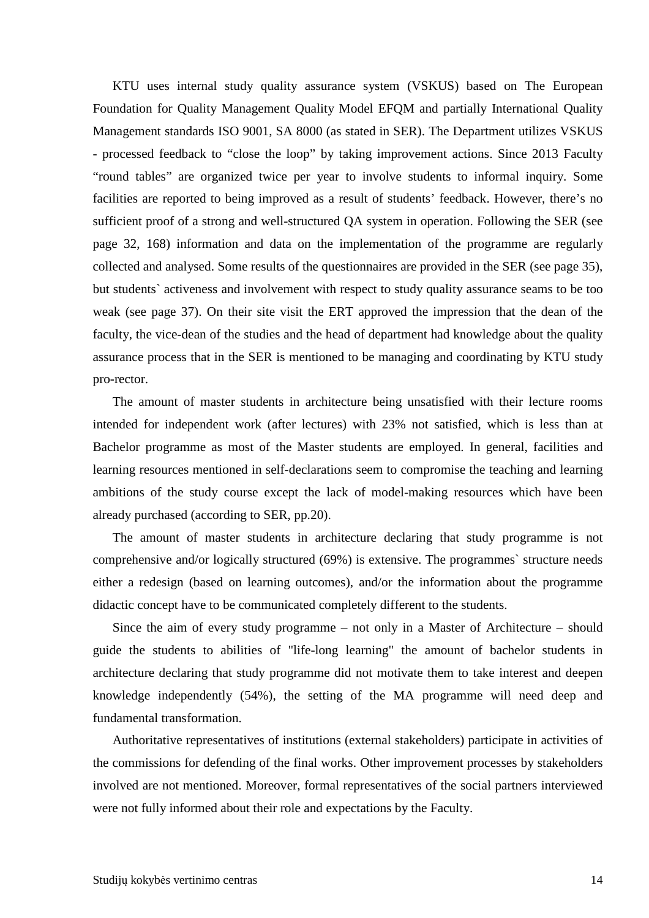KTU uses internal study quality assurance system (VSKUS) based on The European Foundation for Quality Management Quality Model EFQM and partially International Quality Management standards ISO 9001, SA 8000 (as stated in SER). The Department utilizes VSKUS - processed feedback to "close the loop" by taking improvement actions. Since 2013 Faculty "round tables" are organized twice per year to involve students to informal inquiry. Some facilities are reported to being improved as a result of students' feedback. However, there's no sufficient proof of a strong and well-structured QA system in operation. Following the SER (see page 32, 168) information and data on the implementation of the programme are regularly collected and analysed. Some results of the questionnaires are provided in the SER (see page 35), but students` activeness and involvement with respect to study quality assurance seams to be too weak (see page 37). On their site visit the ERT approved the impression that the dean of the faculty, the vice-dean of the studies and the head of department had knowledge about the quality assurance process that in the SER is mentioned to be managing and coordinating by KTU study pro-rector.

The amount of master students in architecture being unsatisfied with their lecture rooms intended for independent work (after lectures) with 23% not satisfied, which is less than at Bachelor programme as most of the Master students are employed. In general, facilities and learning resources mentioned in self-declarations seem to compromise the teaching and learning ambitions of the study course except the lack of model-making resources which have been already purchased (according to SER, pp.20).

The amount of master students in architecture declaring that study programme is not comprehensive and/or logically structured (69%) is extensive. The programmes` structure needs either a redesign (based on learning outcomes), and/or the information about the programme didactic concept have to be communicated completely different to the students.

Since the aim of every study programme – not only in a Master of Architecture – should guide the students to abilities of "life-long learning" the amount of bachelor students in architecture declaring that study programme did not motivate them to take interest and deepen knowledge independently (54%), the setting of the MA programme will need deep and fundamental transformation.

Authoritative representatives of institutions (external stakeholders) participate in activities of the commissions for defending of the final works. Other improvement processes by stakeholders involved are not mentioned. Moreover, formal representatives of the social partners interviewed were not fully informed about their role and expectations by the Faculty.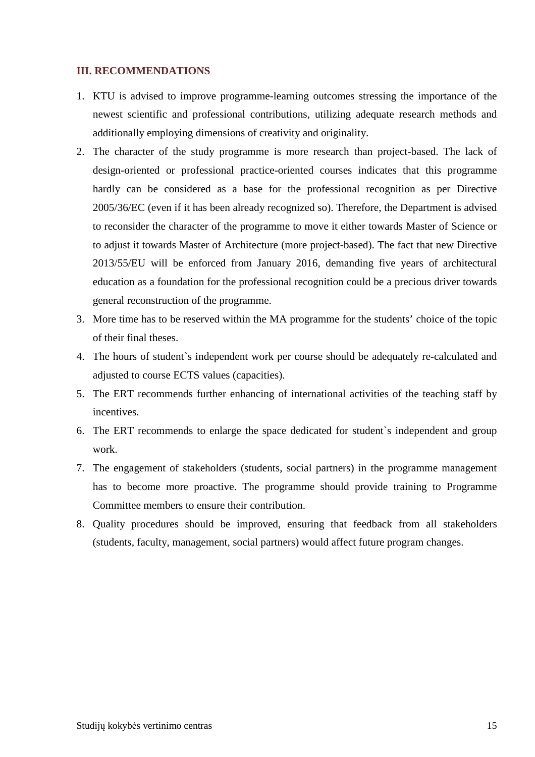## III. RECOMMENDATIONS

1. KTU is advised to improve programme-learning outcomes stressing the importance of the newest scientific and professional contributions, utilizing adequate research methods and additionally employing dimensions of creativity and originality.
2. The character of the study programme is more research than project-based. The lack of design-oriented or professional practice-oriented courses indicates that this programme hardly can be considered as a base for the professional recognition as per Directive 2005/36/EC (even if it has been already recognized so). Therefore, the Department is advised to reconsider the character of the programme to move it either towards Master of Science or to adjust it towards Master of Architecture (more project-based). The fact that new Directive 2013/55/EU will be enforced from January 2016, demanding five years of architectural education as a foundation for the professional recognition could be a precious driver towards general reconstruction of the programme.
3. More time has to be reserved within the MA programme for the students' choice of the topic of their final theses.
4. The hours of student`s independent work per course should be adequately re-calculated and adjusted to course ECTS values (capacities).
5. The ERT recommends further enhancing of international activities of the teaching staff by incentives.
6. The ERT recommends to enlarge the space dedicated for student`s independent and group work.
7. The engagement of stakeholders (students, social partners) in the programme management has to become more proactive. The programme should provide training to Programme Committee members to ensure their contribution.
8. Quality procedures should be improved, ensuring that feedback from all stakeholders (students, faculty, management, social partners) would affect future program changes.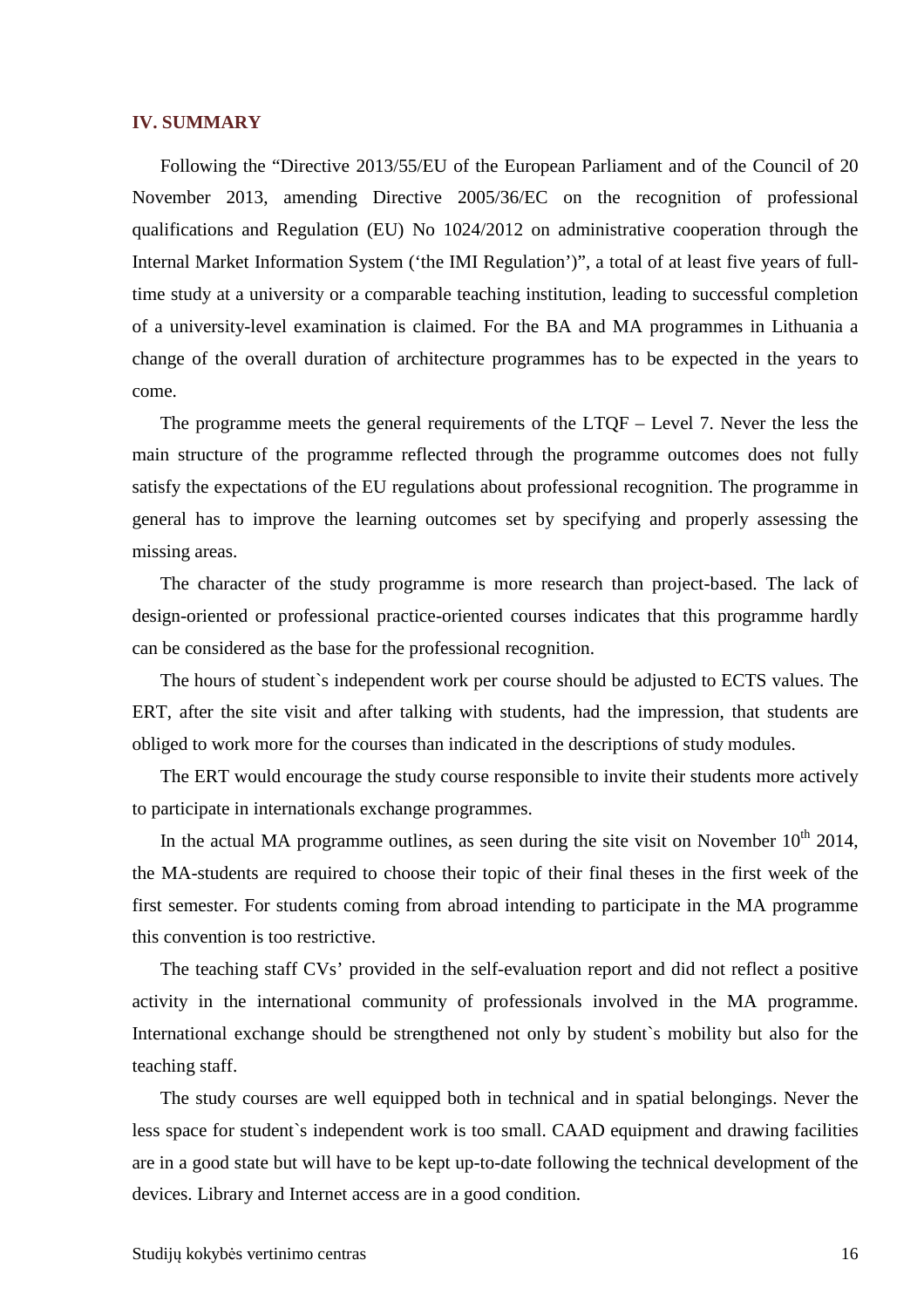## IV. SUMMARY

Following the "Directive 2013/55/EU of the European Parliament and of the Council of 20 November 2013, amending Directive 2005/36/EC on the recognition of professional qualifications and Regulation (EU) No 1024/2012 on administrative cooperation through the Internal Market Information System ('the IMI Regulation')", a total of at least five years of full-time study at a university or a comparable teaching institution, leading to successful completion of a university-level examination is claimed. For the BA and MA programmes in Lithuania a change of the overall duration of architecture programmes has to be expected in the years to come.

The programme meets the general requirements of the LTQF – Level 7. Never the less the main structure of the programme reflected through the programme outcomes does not fully satisfy the expectations of the EU regulations about professional recognition. The programme in general has to improve the learning outcomes set by specifying and properly assessing the missing areas.

The character of the study programme is more research than project-based. The lack of design-oriented or professional practice-oriented courses indicates that this programme hardly can be considered as the base for the professional recognition.

The hours of student`s independent work per course should be adjusted to ECTS values. The ERT, after the site visit and after talking with students, had the impression, that students are obliged to work more for the courses than indicated in the descriptions of study modules.

The ERT would encourage the study course responsible to invite their students more actively to participate in internationals exchange programmes.

In the actual MA programme outlines, as seen during the site visit on November 10th 2014, the MA-students are required to choose their topic of their final theses in the first week of the first semester. For students coming from abroad intending to participate in the MA programme this convention is too restrictive.

The teaching staff CVs' provided in the self-evaluation report and did not reflect a positive activity in the international community of professionals involved in the MA programme. International exchange should be strengthened not only by student`s mobility but also for the teaching staff.

The study courses are well equipped both in technical and in spatial belongings. Never the less space for student`s independent work is too small. CAAD equipment and drawing facilities are in a good state but will have to be kept up-to-date following the technical development of the devices. Library and Internet access are in a good condition.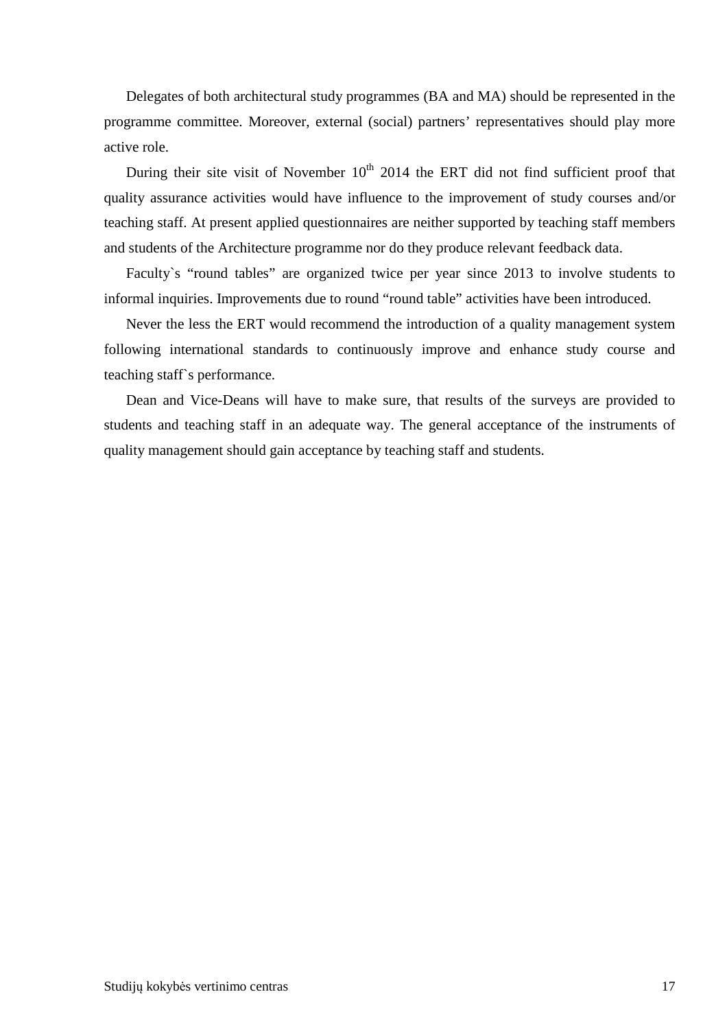Delegates of both architectural study programmes (BA and MA) should be represented in the programme committee. Moreover, external (social) partners' representatives should play more active role.

During their site visit of November 10th 2014 the ERT did not find sufficient proof that quality assurance activities would have influence to the improvement of study courses and/or teaching staff. At present applied questionnaires are neither supported by teaching staff members and students of the Architecture programme nor do they produce relevant feedback data.

Faculty`s "round tables" are organized twice per year since 2013 to involve students to informal inquiries. Improvements due to round "round table" activities have been introduced.

Never the less the ERT would recommend the introduction of a quality management system following international standards to continuously improve and enhance study course and teaching staff`s performance.

Dean and Vice-Deans will have to make sure, that results of the surveys are provided to students and teaching staff in an adequate way. The general acceptance of the instruments of quality management should gain acceptance by teaching staff and students.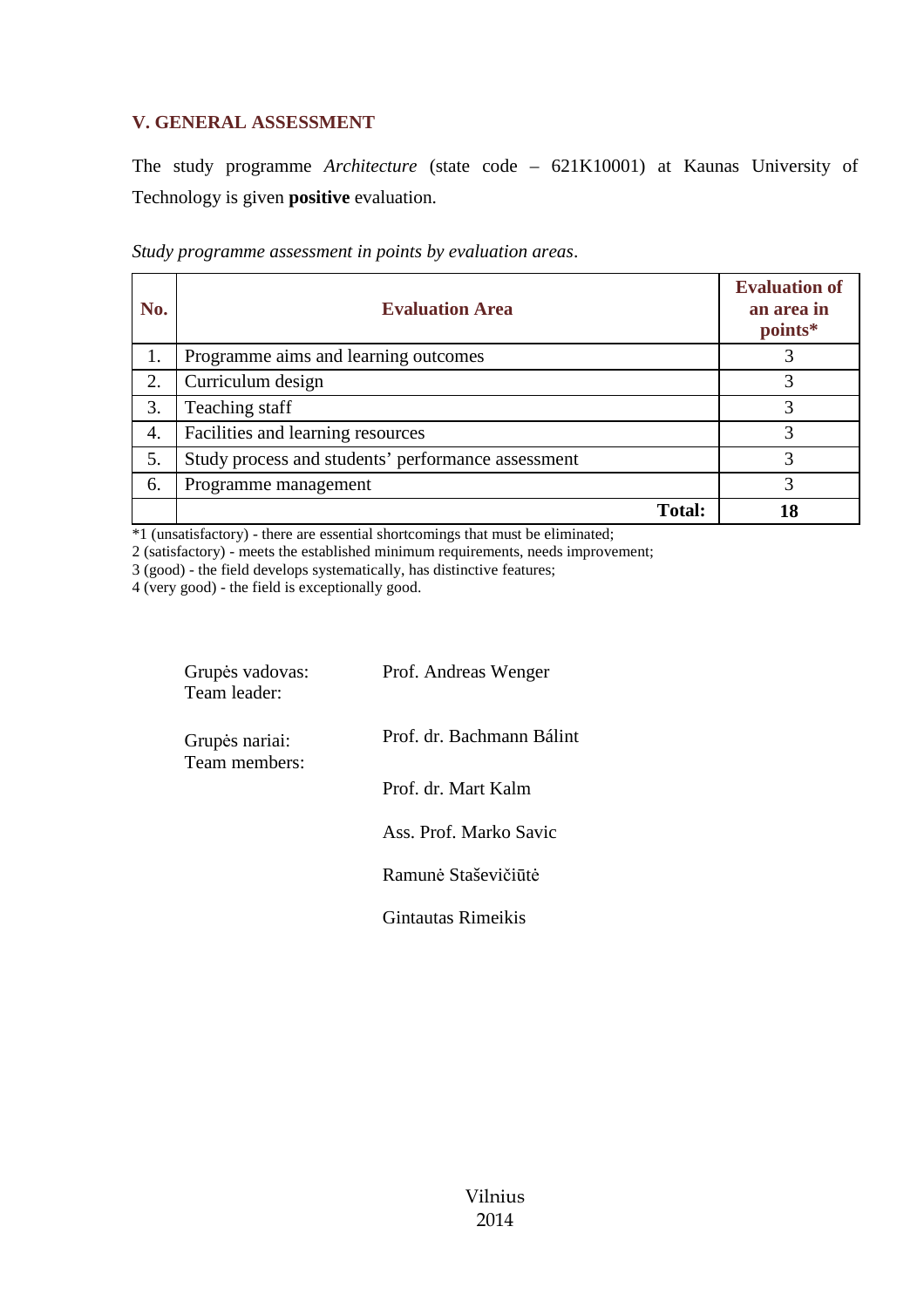## V. GENERAL ASSESSMENT

The study programme *Architecture* (state code – 621K10001) at Kaunas University of Technology is given **positive** evaluation.

*Study programme assessment in points by evaluation areas*.

| No. | Evaluation Area | Evaluation of an area in points* |
|---|---|---|
| 1. | Programme aims and learning outcomes | 3 |
| 2. | Curriculum design | 3 |
| 3. | Teaching staff | 3 |
| 4. | Facilities and learning resources | 3 |
| 5. | Study process and students' performance assessment | 3 |
| 6. | Programme management | 3 |
| | **Total:** | **18** |

*1 (unsatisfactory) - there are essential shortcomings that must be eliminated;
2 (satisfactory) - meets the established minimum requirements, needs improvement;
3 (good) - the field develops systematically, has distinctive features;
4 (very good) - the field is exceptionally good.

Grupės vadovas:
Team leader: Prof. Andreas Wenger

Grupės nariai:
Team members: Prof. dr. Bachmann Bálint

Prof. dr. Mart Kalm

Ass. Prof. Marko Savic

Ramunė Staševičiūtė

Gintautas Rimeikis

Vilnius
2014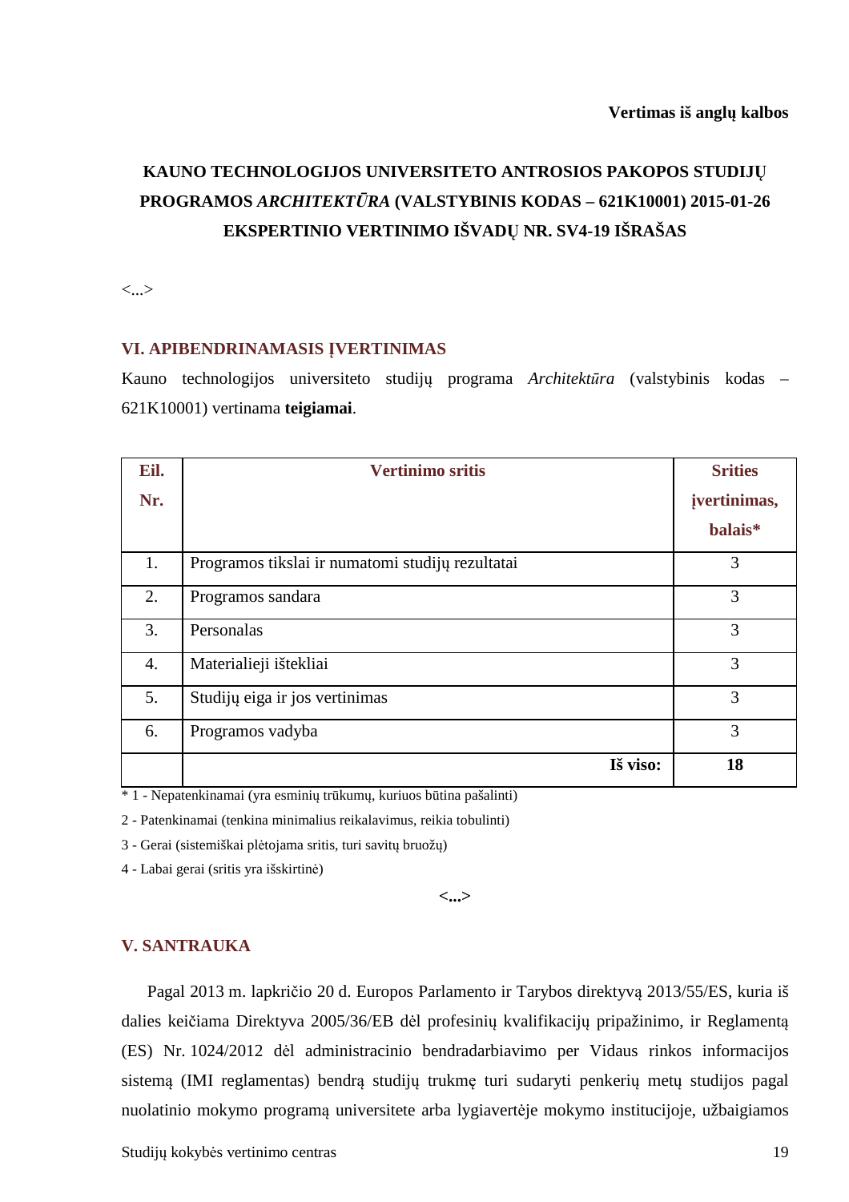**Vertimas iš anglų kalbos**

# KAUNO TECHNOLOGIJOS UNIVERSITETO ANTROSIOS PAKOPOS STUDIJŲ PROGRAMOS *ARCHITEKTŪRA* (VALSTYBINIS KODAS – 621K10001) 2015-01-26 EKSPERTINIO VERTINIMO IŠVADŲ NR. SV4-19 IŠRAŠAS

<...>

## VI. APIBENDRINAMASIS ĮVERTINIMAS

Kauno technologijos universiteto studijų programa *Architektūra* (valstybinis kodas – 621K10001) vertinama **teigiamai**.

| Eil. Nr. | Vertinimo sritis | Srities įvertinimas, balais* |
|---|---|---|
| 1. | Programos tikslai ir numatomi studijų rezultatai | 3 |
| 2. | Programos sandara | 3 |
| 3. | Personalas | 3 |
| 4. | Materialieji ištekliai | 3 |
| 5. | Studijų eiga ir jos vertinimas | 3 |
| 6. | Programos vadyba | 3 |
| | **Iš viso:** | **18** |

* 1 - Nepatenkinamai (yra esminių trūkumų, kuriuos būtina pašalinti)

2 - Patenkinamai (tenkina minimalius reikalavimus, reikia tobulinti)

3 - Gerai (sistemiškai plėtojama sritis, turi savitų bruožų)

4 - Labai gerai (sritis yra išskirtinė)

**<...>**

## V. SANTRAUKA

Pagal 2013 m. lapkričio 20 d. Europos Parlamento ir Tarybos direktyvą 2013/55/ES, kuria iš dalies keičiama Direktyva 2005/36/EB dėl profesinių kvalifikacijų pripažinimo, ir Reglamentą (ES) Nr. 1024/2012 dėl administracinio bendradarbiavimo per Vidaus rinkos informacijos sistemą (IMI reglamentas) bendrą studijų trukmę turi sudaryti penkerių metų studijos pagal nuolatinio mokymo programą universitete arba lygiavertėje mokymo institucijoje, užbaigiamos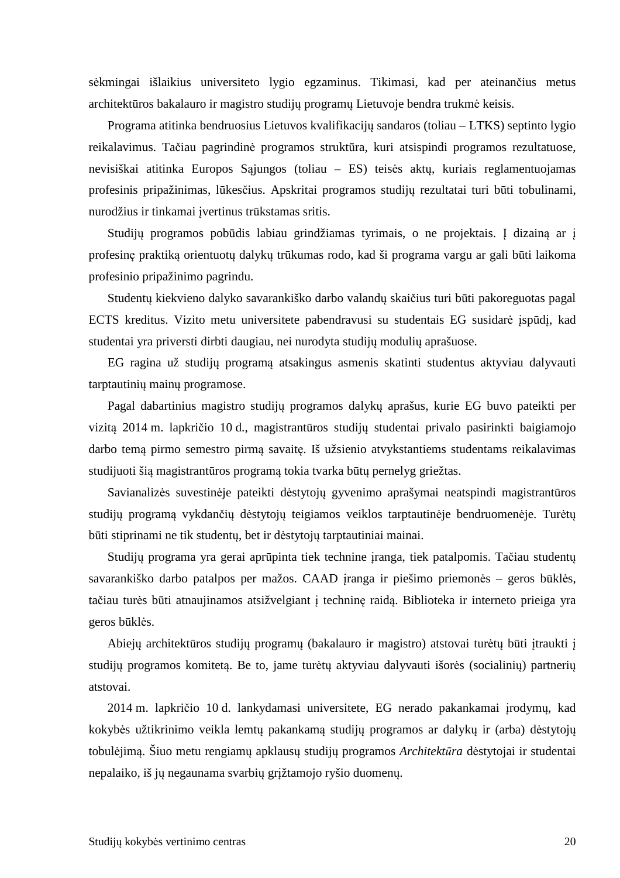sėkmingai išlaikius universiteto lygio egzaminus. Tikimasi, kad per ateinančius metus architektūros bakalauro ir magistro studijų programų Lietuvoje bendra trukmė keisis.

Programa atitinka bendruosius Lietuvos kvalifikacijų sandaros (toliau – LTKS) septinto lygio reikalavimus. Tačiau pagrindinė programos struktūra, kuri atsispindi programos rezultatuose, nevisiškai atitinka Europos Sąjungos (toliau – ES) teisės aktų, kuriais reglamentuojamas profesinis pripažinimas, lūkesčius. Apskritai programos studijų rezultatai turi būti tobulinami, nurodžius ir tinkamai įvertinus trūkstamas sritis.

Studijų programos pobūdis labiau grindžiamas tyrimais, o ne projektais. Į dizainą ar į profesinę praktiką orientuotų dalykų trūkumas rodo, kad ši programa vargu ar gali būti laikoma profesinio pripažinimo pagrindu.

Studentų kiekvieno dalyko savarankiško darbo valandų skaičius turi būti pakoreguotas pagal ECTS kreditus. Vizito metu universitete pabendravusi su studentais EG susidarė įspūdį, kad studentai yra priversti dirbti daugiau, nei nurodyta studijų modulių aprašuose.

EG ragina už studijų programą atsakingus asmenis skatinti studentus aktyviau dalyvauti tarptautinių mainų programose.

Pagal dabartinius magistro studijų programos dalykų aprašus, kurie EG buvo pateikti per vizitą 2014 m. lapkričio 10 d., magistrantūros studijų studentai privalo pasirinkti baigiamojo darbo temą pirmo semestro pirmą savaitę. Iš užsienio atvykstantiems studentams reikalavimas studijuoti šią magistrantūros programą tokia tvarka būtų pernelyg griežtas.

Savianalizės suvestinėje pateikti dėstytojų gyvenimo aprašymai neatspindi magistrantūros studijų programą vykdančių dėstytojų teigiamos veiklos tarptautinėje bendruomenėje. Turėtų būti stiprinami ne tik studentų, bet ir dėstytojų tarptautiniai mainai.

Studijų programa yra gerai aprūpinta tiek technine įranga, tiek patalpomis. Tačiau studentų savarankiško darbo patalpos per mažos. CAAD įranga ir piešimo priemonės – geros būklės, tačiau turės būti atnaujinamos atsižvelgiant į techninę raidą. Biblioteka ir interneto prieiga yra geros būklės.

Abiejų architektūros studijų programų (bakalauro ir magistro) atstovai turėtų būti įtraukti į studijų programos komitetą. Be to, jame turėtų aktyviau dalyvauti išorės (socialinių) partnerių atstovai.

2014 m. lapkričio 10 d. lankydamasi universitete, EG nerado pakankamai įrodymų, kad kokybės užtikrinimo veikla lemtų pakankamą studijų programos ar dalykų ir (arba) dėstytojų tobulėjimą. Šiuo metu rengiamų apklausų studijų programos *Architektūra* dėstytojai ir studentai nepalaiko, iš jų negaunama svarbių grįžtamojo ryšio duomenų.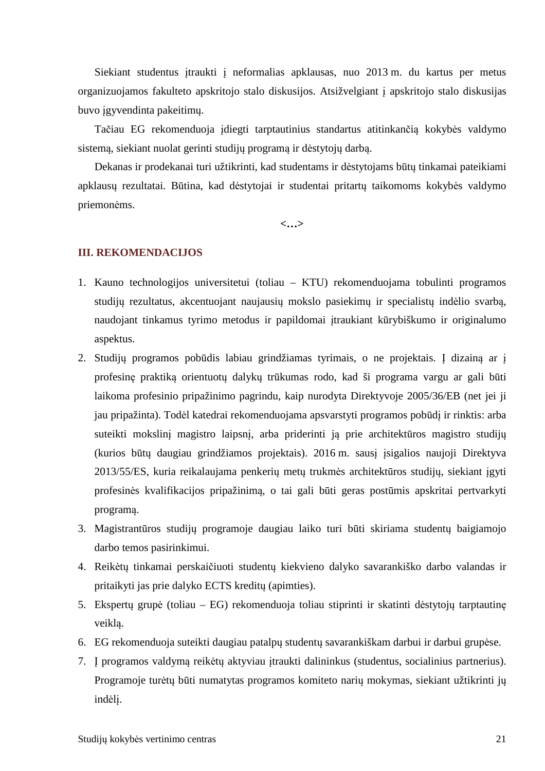Siekiant studentus įtraukti į neformalias apklausas, nuo 2013 m. du kartus per metus organizuojamos fakulteto apskritojo stalo diskusijos. Atsižvelgiant į apskritojo stalo diskusijas buvo įgyvendinta pakeitimų.

Tačiau EG rekomenduoja įdiegti tarptautinius standartus atitinkančią kokybės valdymo sistemą, siekiant nuolat gerinti studijų programą ir dėstytojų darbą.

Dekanas ir prodekanai turi užtikrinti, kad studentams ir dėstytojams būtų tinkamai pateikiami apklausų rezultatai. Būtina, kad dėstytojai ir studentai pritartų taikomoms kokybės valdymo priemonėms.

<…>

## III. REKOMENDACIJOS

1. Kauno technologijos universitetui (toliau – KTU) rekomenduojama tobulinti programos studijų rezultatus, akcentuojant naujausių mokslo pasiekimų ir specialistų indėlio svarbą, naudojant tinkamus tyrimo metodus ir papildomai įtraukiant kūrybiškumo ir originalumo aspektus.
2. Studijų programos pobūdis labiau grindžiamas tyrimais, o ne projektais. Į dizainą ar į profesinę praktiką orientuotų dalykų trūkumas rodo, kad ši programa vargu ar gali būti laikoma profesinio pripažinimo pagrindu, kaip nurodyta Direktyvoje 2005/36/EB (net jei ji jau pripažinta). Todėl katedrai rekomenduojama apsvarstyti programos pobūdį ir rinktis: arba suteikti mokslinį magistro laipsnį, arba priderinti ją prie architektūros magistro studijų (kurios būtų daugiau grindžiamos projektais). 2016 m. sausį įsigalios naujoji Direktyva 2013/55/ES, kuria reikalaujama penkerių metų trukmės architektūros studijų, siekiant įgyti profesinės kvalifikacijos pripažinimą, o tai gali būti geras postūmis apskritai pertvarkyti programą.
3. Magistrantūros studijų programoje daugiau laiko turi būti skiriama studentų baigiamojo darbo temos pasirinkimui.
4. Reikėtų tinkamai perskaičiuoti studentų kiekvieno dalyko savarankiško darbo valandas ir pritaikyti jas prie dalyko ECTS kreditų (apimties).
5. Ekspertų grupė (toliau – EG) rekomenduoja toliau stiprinti ir skatinti dėstytojų tarptautinę veiklą.
6. EG rekomenduoja suteikti daugiau patalpų studentų savarankiškam darbui ir darbui grupėse.
7. Į programos valdymą reikėtų aktyviau įtraukti dalininkus (studentus, socialinius partnerius). Programoje turėtų būti numatytas programos komiteto narių mokymas, siekiant užtikrinti jų indėlį.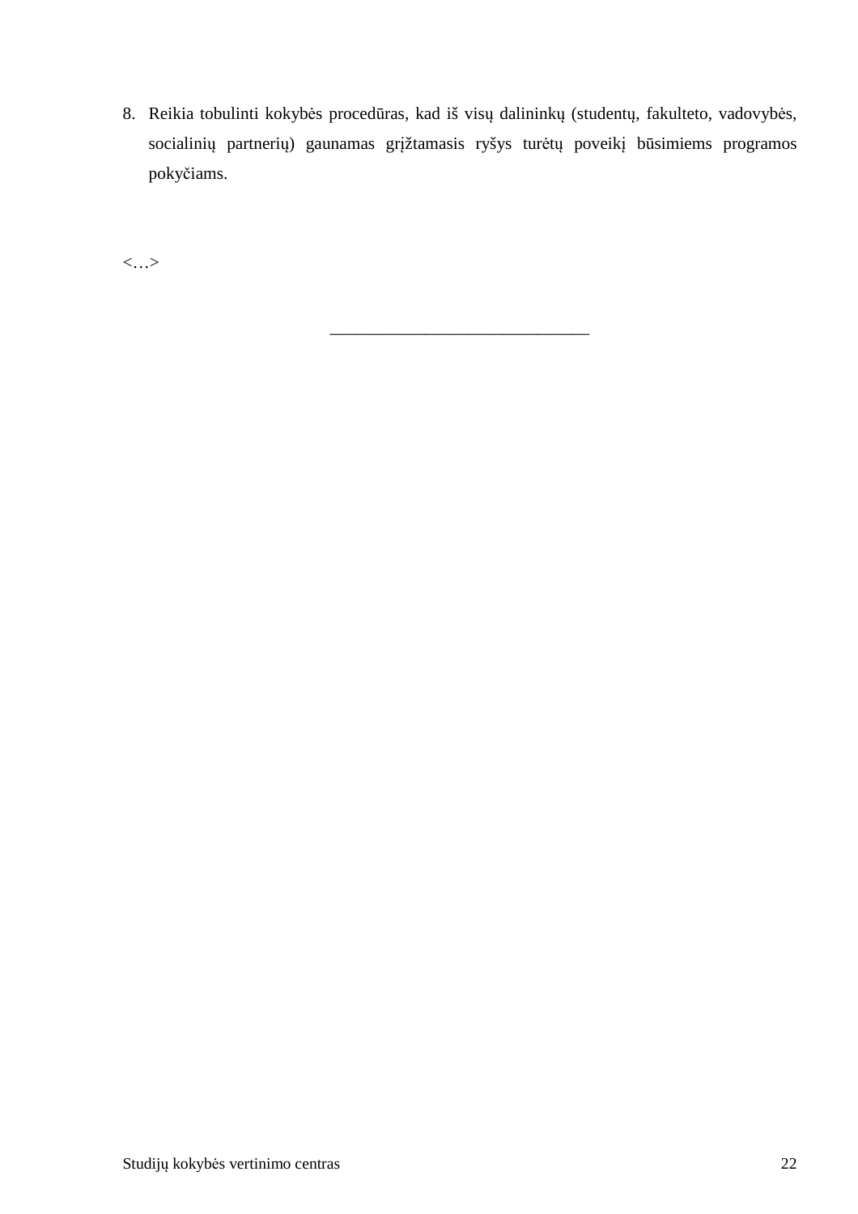8. Reikia tobulinti kokybės procedūras, kad iš visų dalininkų (studentų, fakulteto, vadovybės, socialinių partnerių) gaunamas grįžtamasis ryšys turėtų poveikį būsimiems programos pokyčiams.

<…>

______________________________

Studijų kokybės vertinimo centras